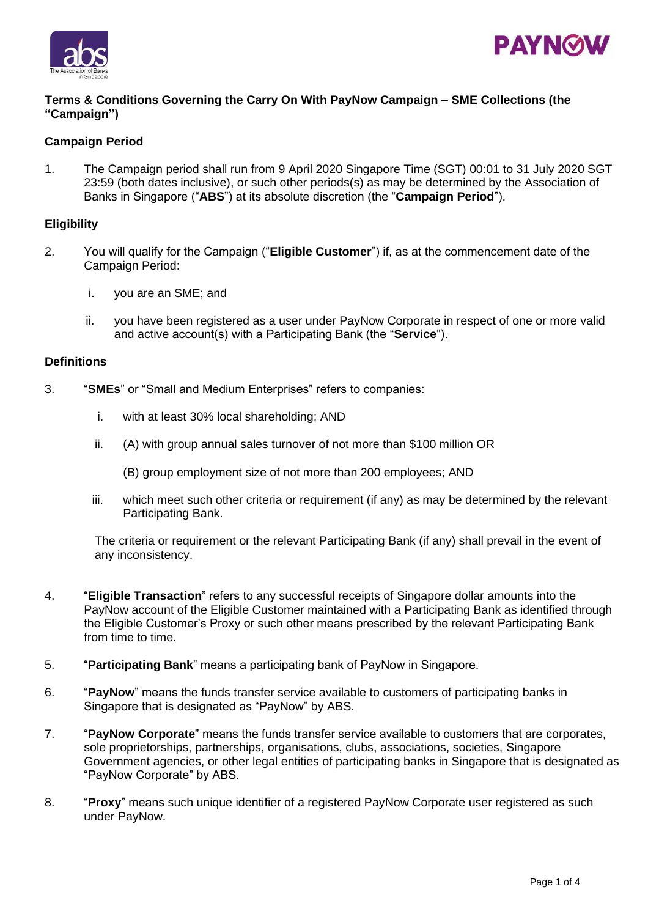**Terms & Conditions Governing the Carry On With PayNow Campaign – SME Collections (the "Campaign")**

**Campaign Period**

1. The Campaign period shall run from 9 April 2020 Singapore Time (SGT) 00:01 to 31 July 2020 SGT 23:59 (both dates inclusive), or such other periods(s) as may be determined by the Association of Banks in Singapore ("**ABS**") at its absolute discretion (the "**Campaign Period**").

**Eligibility**

2. You will qualify for the Campaign ("**Eligible Customer**") if, as at the commencement date of the Campaign Period:

   i. you are an SME; and

   ii. you have been registered as a user under PayNow Corporate in respect of one or more valid and active account(s) with a Participating Bank (the "**Service**").

**Definitions**

3. "**SMEs**" or "Small and Medium Enterprises" refers to companies:

   i. with at least 30% local shareholding; AND

   ii. (A) with group annual sales turnover of not more than $100 million OR

       (B) group employment size of not more than 200 employees; AND

   iii. which meet such other criteria or requirement (if any) as may be determined by the relevant Participating Bank.

   The criteria or requirement or the relevant Participating Bank (if any) shall prevail in the event of any inconsistency.

4. "**Eligible Transaction**" refers to any successful receipts of Singapore dollar amounts into the PayNow account of the Eligible Customer maintained with a Participating Bank as identified through the Eligible Customer's Proxy or such other means prescribed by the relevant Participating Bank from time to time.

5. "**Participating Bank**" means a participating bank of PayNow in Singapore.

6. "**PayNow**" means the funds transfer service available to customers of participating banks in Singapore that is designated as "PayNow" by ABS.

7. "**PayNow Corporate**" means the funds transfer service available to customers that are corporates, sole proprietorships, partnerships, organisations, clubs, associations, societies, Singapore Government agencies, or other legal entities of participating banks in Singapore that is designated as "PayNow Corporate" by ABS.

8. "**Proxy**" means such unique identifier of a registered PayNow Corporate user registered as such under PayNow.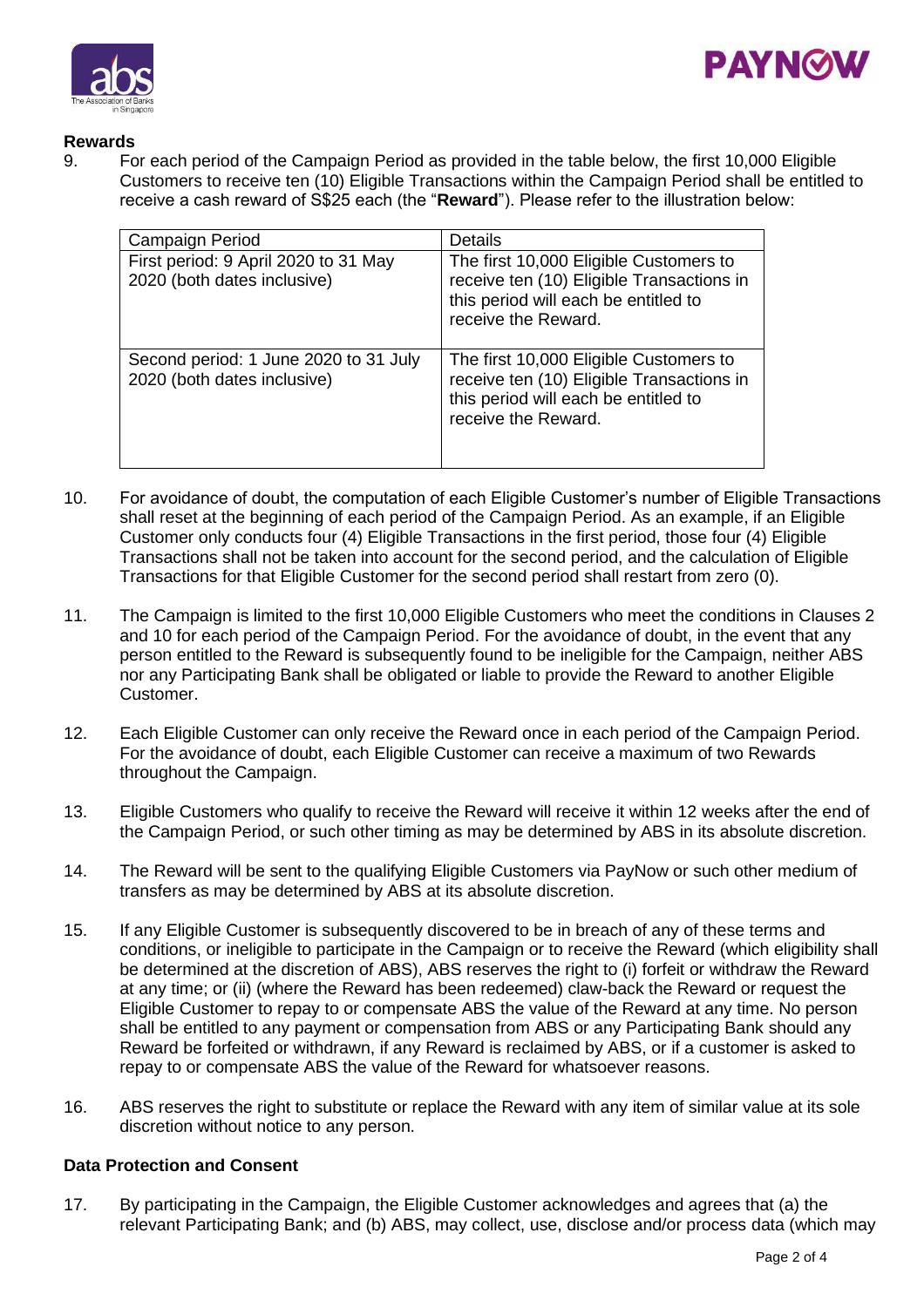**Rewards**

9. For each period of the Campaign Period as provided in the table below, the first 10,000 Eligible Customers to receive ten (10) Eligible Transactions within the Campaign Period shall be entitled to receive a cash reward of S$25 each (the "**Reward**"). Please refer to the illustration below:

| Campaign Period | Details |
| --- | --- |
| First period: 9 April 2020 to 31 May 2020 (both dates inclusive) | The first 10,000 Eligible Customers to receive ten (10) Eligible Transactions in this period will each be entitled to receive the Reward. |
| Second period: 1 June 2020 to 31 July 2020 (both dates inclusive) | The first 10,000 Eligible Customers to receive ten (10) Eligible Transactions in this period will each be entitled to receive the Reward. |

10. For avoidance of doubt, the computation of each Eligible Customer's number of Eligible Transactions shall reset at the beginning of each period of the Campaign Period. As an example, if an Eligible Customer only conducts four (4) Eligible Transactions in the first period, those four (4) Eligible Transactions shall not be taken into account for the second period, and the calculation of Eligible Transactions for that Eligible Customer for the second period shall restart from zero (0).

11. The Campaign is limited to the first 10,000 Eligible Customers who meet the conditions in Clauses 2 and 10 for each period of the Campaign Period. For the avoidance of doubt, in the event that any person entitled to the Reward is subsequently found to be ineligible for the Campaign, neither ABS nor any Participating Bank shall be obligated or liable to provide the Reward to another Eligible Customer.

12. Each Eligible Customer can only receive the Reward once in each period of the Campaign Period. For the avoidance of doubt, each Eligible Customer can receive a maximum of two Rewards throughout the Campaign.

13. Eligible Customers who qualify to receive the Reward will receive it within 12 weeks after the end of the Campaign Period, or such other timing as may be determined by ABS in its absolute discretion.

14. The Reward will be sent to the qualifying Eligible Customers via PayNow or such other medium of transfers as may be determined by ABS at its absolute discretion.

15. If any Eligible Customer is subsequently discovered to be in breach of any of these terms and conditions, or ineligible to participate in the Campaign or to receive the Reward (which eligibility shall be determined at the discretion of ABS), ABS reserves the right to (i) forfeit or withdraw the Reward at any time; or (ii) (where the Reward has been redeemed) claw-back the Reward or request the Eligible Customer to repay to or compensate ABS the value of the Reward at any time. No person shall be entitled to any payment or compensation from ABS or any Participating Bank should any Reward be forfeited or withdrawn, if any Reward is reclaimed by ABS, or if a customer is asked to repay to or compensate ABS the value of the Reward for whatsoever reasons.

16. ABS reserves the right to substitute or replace the Reward with any item of similar value at its sole discretion without notice to any person.

**Data Protection and Consent**

17. By participating in the Campaign, the Eligible Customer acknowledges and agrees that (a) the relevant Participating Bank; and (b) ABS, may collect, use, disclose and/or process data (which may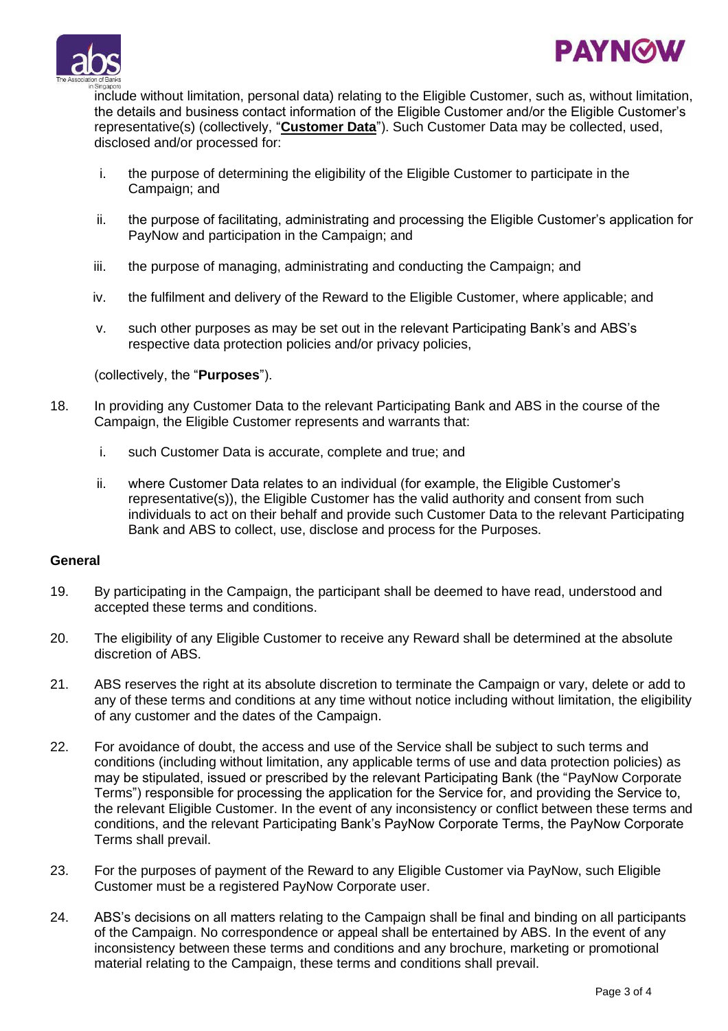include without limitation, personal data) relating to the Eligible Customer, such as, without limitation, the details and business contact information of the Eligible Customer and/or the Eligible Customer's representative(s) (collectively, "**Customer Data**"). Such Customer Data may be collected, used, disclosed and/or processed for:

i. the purpose of determining the eligibility of the Eligible Customer to participate in the Campaign; and

ii. the purpose of facilitating, administrating and processing the Eligible Customer's application for PayNow and participation in the Campaign; and

iii. the purpose of managing, administrating and conducting the Campaign; and

iv. the fulfilment and delivery of the Reward to the Eligible Customer, where applicable; and

v. such other purposes as may be set out in the relevant Participating Bank's and ABS's respective data protection policies and/or privacy policies,

(collectively, the "**Purposes**").

18. In providing any Customer Data to the relevant Participating Bank and ABS in the course of the Campaign, the Eligible Customer represents and warrants that:

    i. such Customer Data is accurate, complete and true; and

    ii. where Customer Data relates to an individual (for example, the Eligible Customer's representative(s)), the Eligible Customer has the valid authority and consent from such individuals to act on their behalf and provide such Customer Data to the relevant Participating Bank and ABS to collect, use, disclose and process for the Purposes.

**General**

19. By participating in the Campaign, the participant shall be deemed to have read, understood and accepted these terms and conditions.

20. The eligibility of any Eligible Customer to receive any Reward shall be determined at the absolute discretion of ABS.

21. ABS reserves the right at its absolute discretion to terminate the Campaign or vary, delete or add to any of these terms and conditions at any time without notice including without limitation, the eligibility of any customer and the dates of the Campaign.

22. For avoidance of doubt, the access and use of the Service shall be subject to such terms and conditions (including without limitation, any applicable terms of use and data protection policies) as may be stipulated, issued or prescribed by the relevant Participating Bank (the "PayNow Corporate Terms") responsible for processing the application for the Service for, and providing the Service to, the relevant Eligible Customer. In the event of any inconsistency or conflict between these terms and conditions, and the relevant Participating Bank's PayNow Corporate Terms, the PayNow Corporate Terms shall prevail.

23. For the purposes of payment of the Reward to any Eligible Customer via PayNow, such Eligible Customer must be a registered PayNow Corporate user.

24. ABS's decisions on all matters relating to the Campaign shall be final and binding on all participants of the Campaign. No correspondence or appeal shall be entertained by ABS. In the event of any inconsistency between these terms and conditions and any brochure, marketing or promotional material relating to the Campaign, these terms and conditions shall prevail.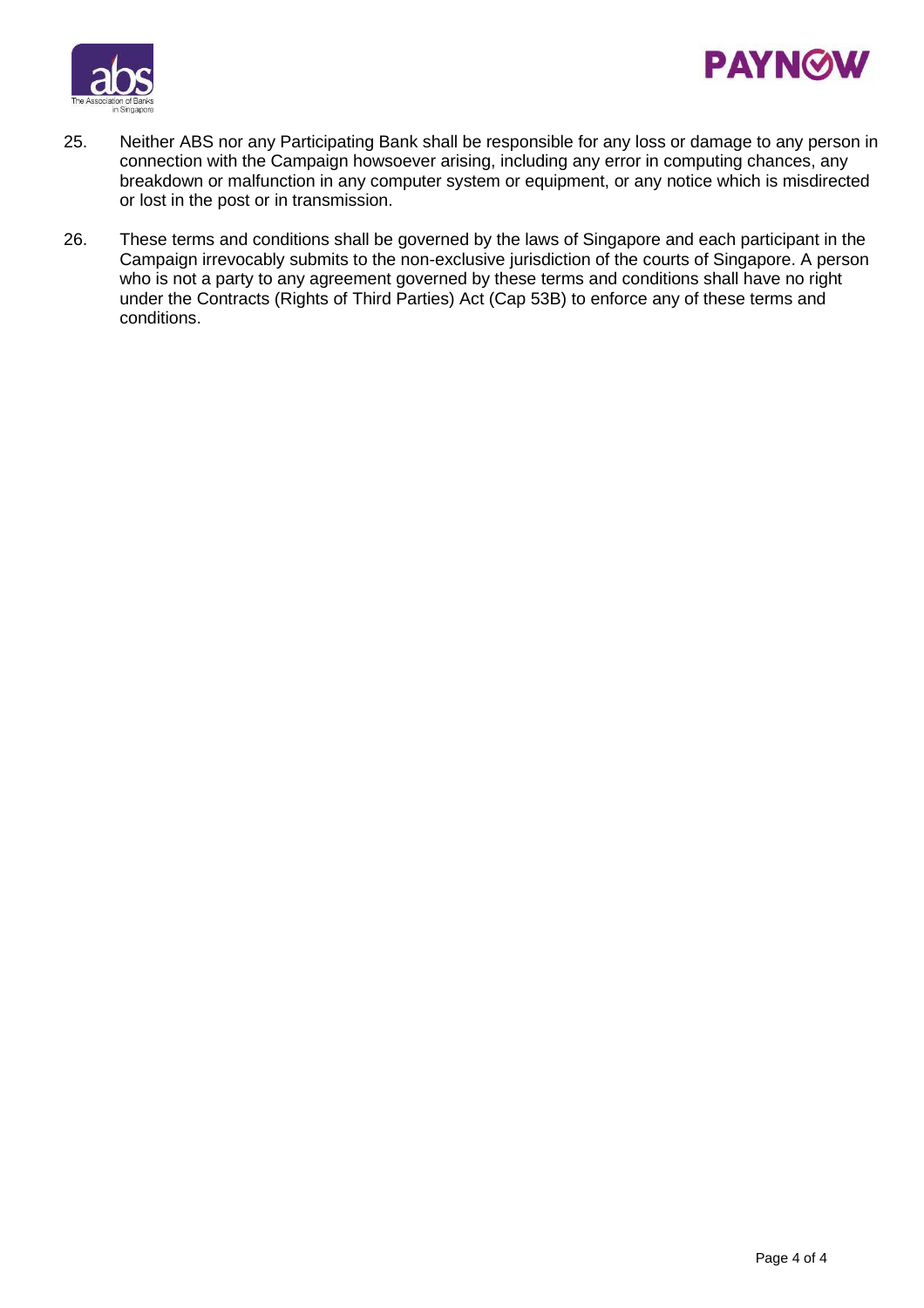25. Neither ABS nor any Participating Bank shall be responsible for any loss or damage to any person in connection with the Campaign howsoever arising, including any error in computing chances, any breakdown or malfunction in any computer system or equipment, or any notice which is misdirected or lost in the post or in transmission.

26. These terms and conditions shall be governed by the laws of Singapore and each participant in the Campaign irrevocably submits to the non-exclusive jurisdiction of the courts of Singapore. A person who is not a party to any agreement governed by these terms and conditions shall have no right under the Contracts (Rights of Third Parties) Act (Cap 53B) to enforce any of these terms and conditions.